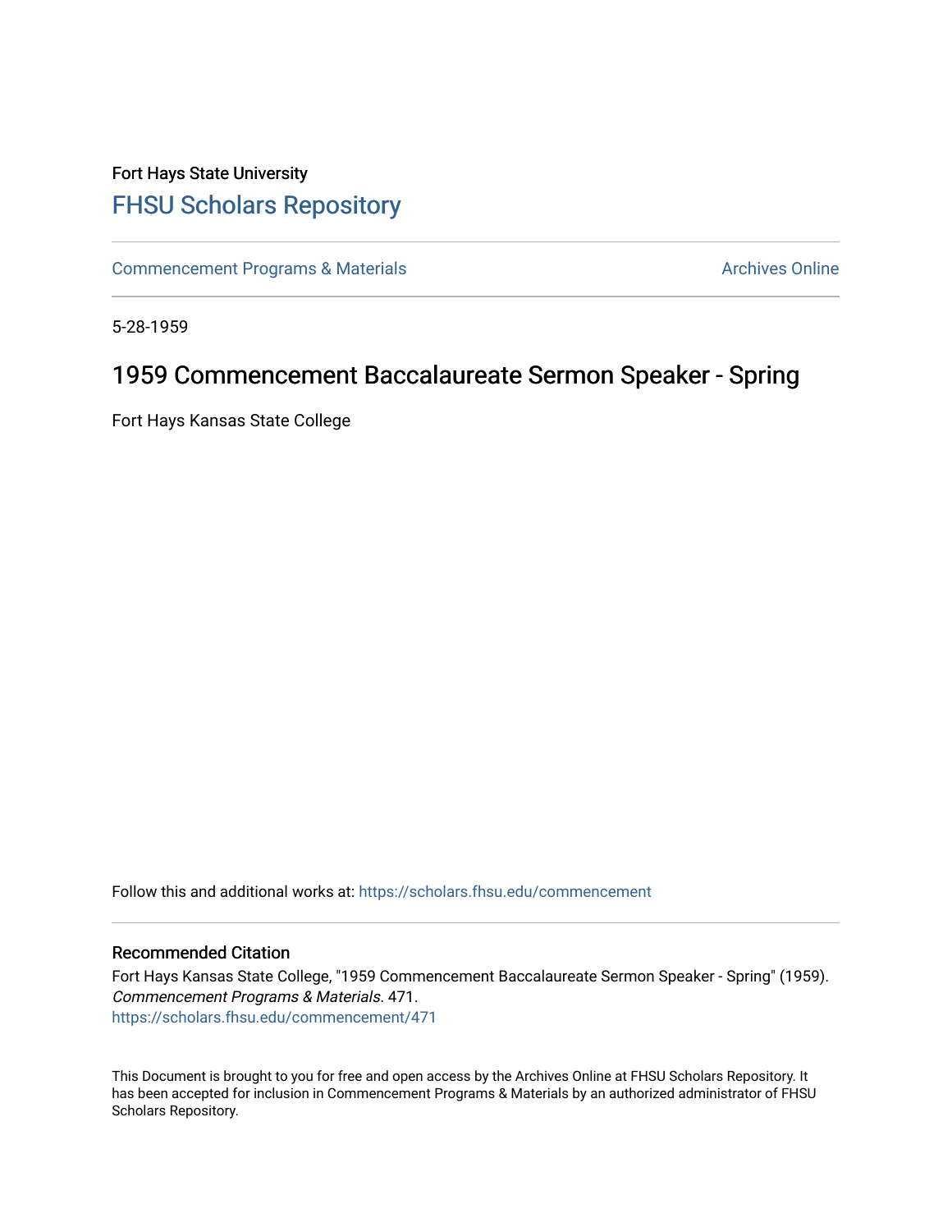Fort Hays State University

# FHSU Scholars Repository

Commencement Programs & Materials

Archives Online

5-28-1959

## 1959 Commencement Baccalaureate Sermon Speaker - Spring

Fort Hays Kansas State College

Follow this and additional works at: https://scholars.fhsu.edu/commencement

### Recommended Citation

Fort Hays Kansas State College, "1959 Commencement Baccalaureate Sermon Speaker - Spring" (1959). *Commencement Programs & Materials*. 471.
https://scholars.fhsu.edu/commencement/471

This Document is brought to you for free and open access by the Archives Online at FHSU Scholars Repository. It has been accepted for inclusion in Commencement Programs & Materials by an authorized administrator of FHSU Scholars Repository.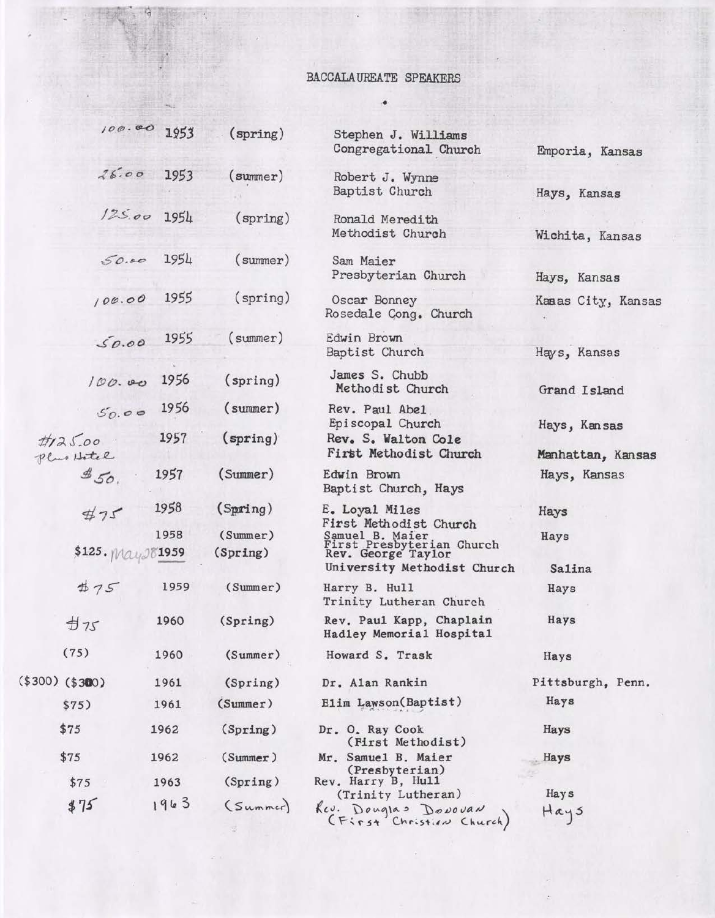# BACCALAUREATE SPEAKERS

| | | | | |
|---|---|---|---|---|
| 100.00 | 1953 | (spring) | Stephen J. Williams<br>Congregational Church | Emporia, Kansas |
| 25.00 | 1953 | (summer) | Robert J. Wynne<br>Baptist Church | Hays, Kansas |
| 125.00 | 1954 | (spring) | Ronald Meredith<br>Methodist Church | Wichita, Kansas |
| 50.00 | 1954 | (summer) | Sam Maier<br>Presbyterian Church | Hays, Kansas |
| 100.00 | 1955 | (spring) | Oscar Bonney<br>Rosedale Cong. Church | Kasas City, Kansas |
| 50.00 | 1955 | (summer) | Edwin Brown<br>Baptist Church | Hays, Kansas |
| 100.00 | 1956 | (spring) | James S. Chubb<br>Methodist Church | Grand Island |
| 50.00 | 1956 | (summer) | Rev. Paul Abel<br>Episcopal Church | Hays, Kansas |
| #125.00 plus Hotel | 1957 | (spring) | Rev. S. Walton Cole<br>First Methodist Church | Manhattan, Kansas |
| $50. | 1957 | (Summer) | Edwin Brown<br>Baptist Church, Hays | Hays, Kansas |
| #75 | 1958 | (Spring) | E. Loyal Miles<br>First Methodist Church | Hays |
| | 1958 | (Summer) | Samuel B. Maier<br>First Presbyterian Church | Hays |
| $125. May 28 | 1959 | (Spring) | Rev. George Taylor<br>University Methodist Church | Salina |
| $75 | 1959 | (Summer) | Harry B. Hull<br>Trinity Lutheran Church | Hays |
| $75 | 1960 | (Spring) | Rev. Paul Kapp, Chaplain<br>Hadley Memorial Hospital | Hays |
| (75) | 1960 | (Summer) | Howard S. Trask | Hays |
| ($300) ($300) | 1961 | (Spring) | Dr. Alan Rankin | Pittsburgh, Penn. |
| $75) | 1961 | (Summer) | Elim Lawson(Baptist) | Hays |
| $75 | 1962 | (Spring) | Dr. O. Ray Cook<br>(First Methodist) | Hays |
| $75 | 1962 | (Summer) | Mr. Samuel B. Maier<br>(Presbyterian) | Hays |
| $75 | 1963 | (Spring) | Rev. Harry B, Hull<br>(Trinity Lutheran) | Hays |
| $75 | 1963 | (Summer) | Rev. Douglas Donovan<br>(First Christian Church) | Hays |